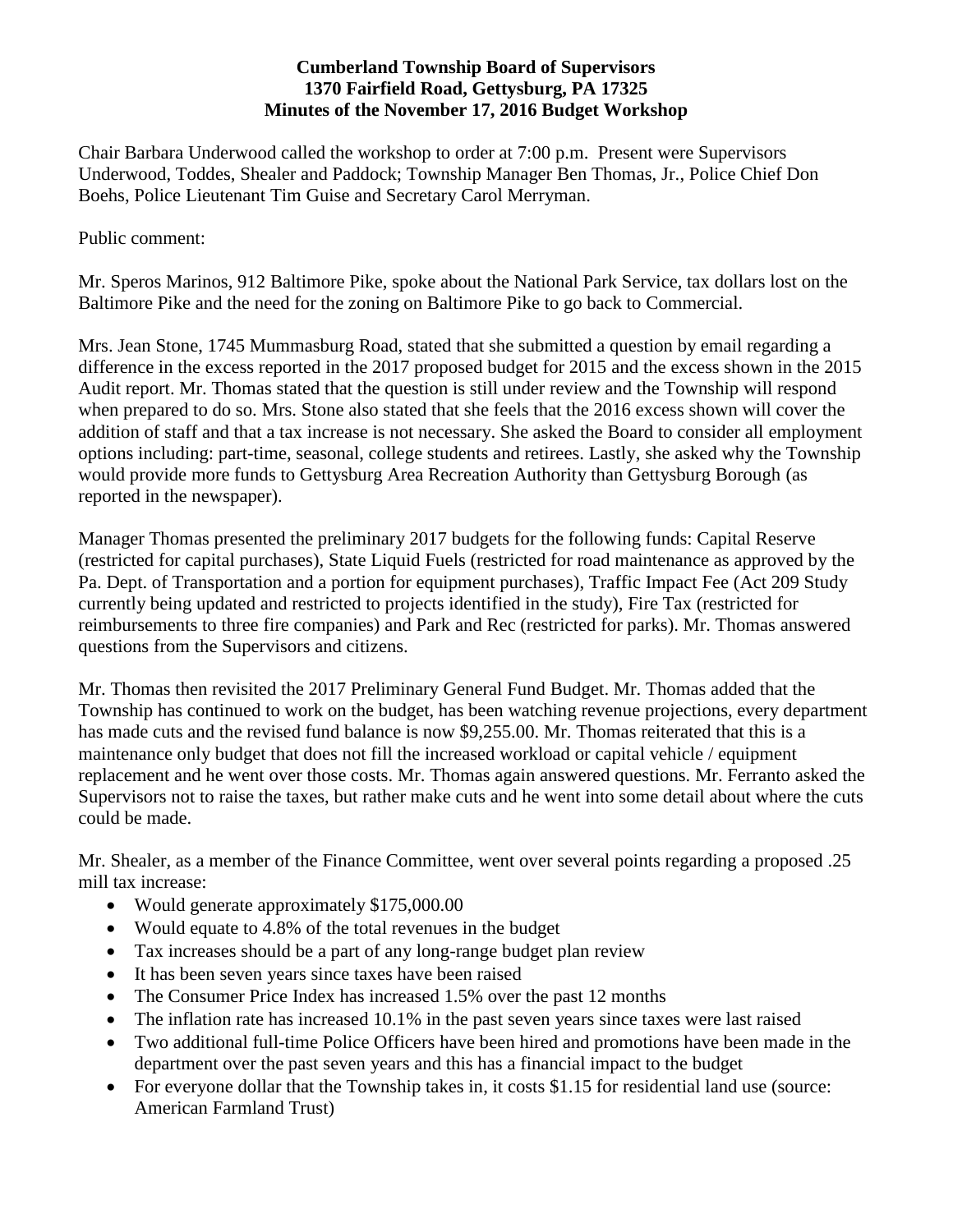**Cumberland Township Board of Supervisors**
**1370 Fairfield Road, Gettysburg, PA 17325**
**Minutes of the November 17, 2016 Budget Workshop**

Chair Barbara Underwood called the workshop to order at 7:00 p.m. Present were Supervisors Underwood, Toddes, Shealer and Paddock; Township Manager Ben Thomas, Jr., Police Chief Don Boehs, Police Lieutenant Tim Guise and Secretary Carol Merryman.

Public comment:

Mr. Speros Marinos, 912 Baltimore Pike, spoke about the National Park Service, tax dollars lost on the Baltimore Pike and the need for the zoning on Baltimore Pike to go back to Commercial.

Mrs. Jean Stone, 1745 Mummasburg Road, stated that she submitted a question by email regarding a difference in the excess reported in the 2017 proposed budget for 2015 and the excess shown in the 2015 Audit report. Mr. Thomas stated that the question is still under review and the Township will respond when prepared to do so. Mrs. Stone also stated that she feels that the 2016 excess shown will cover the addition of staff and that a tax increase is not necessary. She asked the Board to consider all employment options including: part-time, seasonal, college students and retirees. Lastly, she asked why the Township would provide more funds to Gettysburg Area Recreation Authority than Gettysburg Borough (as reported in the newspaper).

Manager Thomas presented the preliminary 2017 budgets for the following funds: Capital Reserve (restricted for capital purchases), State Liquid Fuels (restricted for road maintenance as approved by the Pa. Dept. of Transportation and a portion for equipment purchases), Traffic Impact Fee (Act 209 Study currently being updated and restricted to projects identified in the study), Fire Tax (restricted for reimbursements to three fire companies) and Park and Rec (restricted for parks). Mr. Thomas answered questions from the Supervisors and citizens.

Mr. Thomas then revisited the 2017 Preliminary General Fund Budget. Mr. Thomas added that the Township has continued to work on the budget, has been watching revenue projections, every department has made cuts and the revised fund balance is now $9,255.00. Mr. Thomas reiterated that this is a maintenance only budget that does not fill the increased workload or capital vehicle / equipment replacement and he went over those costs. Mr. Thomas again answered questions. Mr. Ferranto asked the Supervisors not to raise the taxes, but rather make cuts and he went into some detail about where the cuts could be made.

Mr. Shealer, as a member of the Finance Committee, went over several points regarding a proposed .25 mill tax increase:

- Would generate approximately $175,000.00
- Would equate to 4.8% of the total revenues in the budget
- Tax increases should be a part of any long-range budget plan review
- It has been seven years since taxes have been raised
- The Consumer Price Index has increased 1.5% over the past 12 months
- The inflation rate has increased 10.1% in the past seven years since taxes were last raised
- Two additional full-time Police Officers have been hired and promotions have been made in the department over the past seven years and this has a financial impact to the budget
- For everyone dollar that the Township takes in, it costs $1.15 for residential land use (source: American Farmland Trust)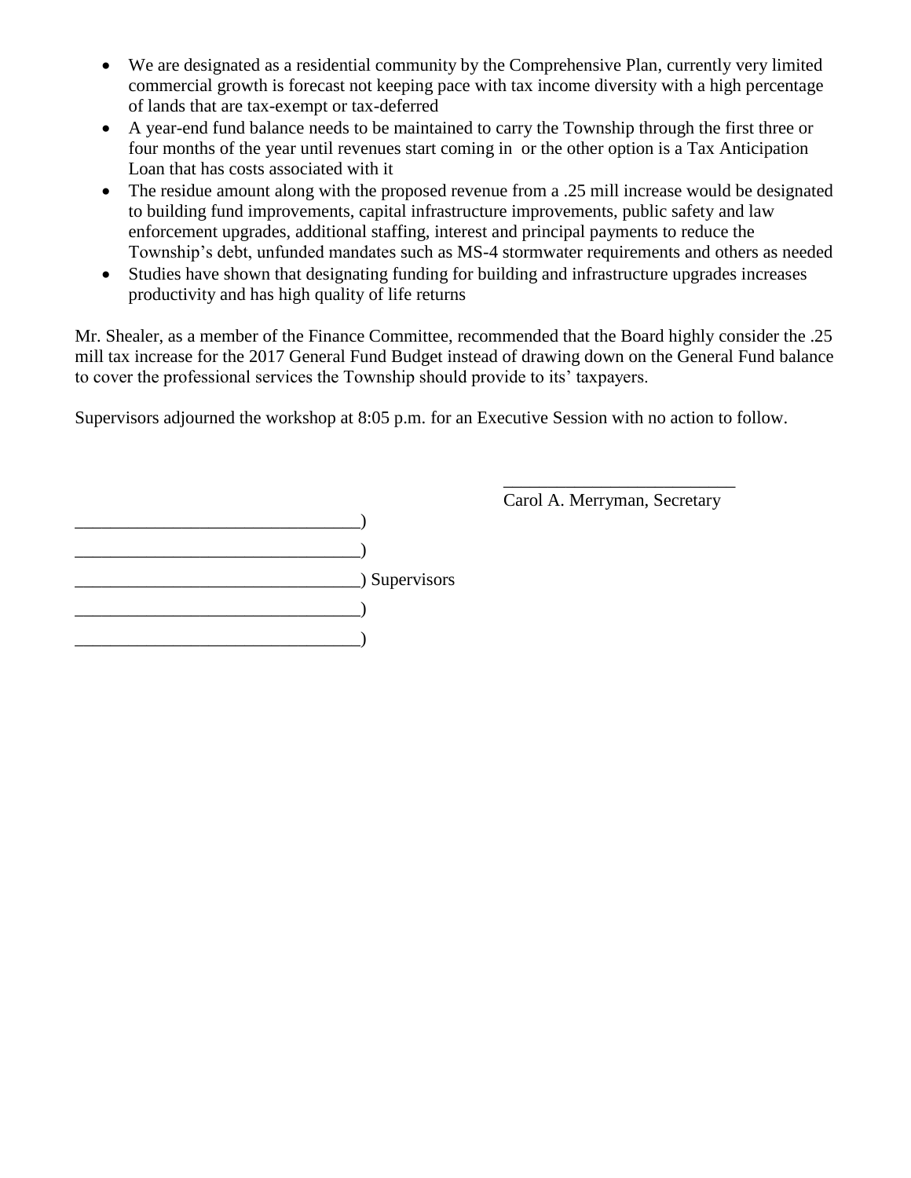- We are designated as a residential community by the Comprehensive Plan, currently very limited commercial growth is forecast not keeping pace with tax income diversity with a high percentage of lands that are tax-exempt or tax-deferred
- A year-end fund balance needs to be maintained to carry the Township through the first three or four months of the year until revenues start coming in or the other option is a Tax Anticipation Loan that has costs associated with it
- The residue amount along with the proposed revenue from a .25 mill increase would be designated to building fund improvements, capital infrastructure improvements, public safety and law enforcement upgrades, additional staffing, interest and principal payments to reduce the Township's debt, unfunded mandates such as MS-4 stormwater requirements and others as needed
- Studies have shown that designating funding for building and infrastructure upgrades increases productivity and has high quality of life returns

Mr. Shealer, as a member of the Finance Committee, recommended that the Board highly consider the .25 mill tax increase for the 2017 General Fund Budget instead of drawing down on the General Fund balance to cover the professional services the Township should provide to its' taxpayers.

Supervisors adjourned the workshop at 8:05 p.m. for an Executive Session with no action to follow.

\_\_\_\_\_\_\_\_\_\_\_\_\_\_\_\_\_\_\_\_\_\_\_\_\_\_
Carol A. Merryman, Secretary

\_\_\_\_\_\_\_\_\_\_\_\_\_\_\_\_\_\_\_\_\_\_\_\_\_\_\_\_\_\_\_\_)
\_\_\_\_\_\_\_\_\_\_\_\_\_\_\_\_\_\_\_\_\_\_\_\_\_\_\_\_\_\_\_\_)
\_\_\_\_\_\_\_\_\_\_\_\_\_\_\_\_\_\_\_\_\_\_\_\_\_\_\_\_\_\_\_\_) Supervisors
\_\_\_\_\_\_\_\_\_\_\_\_\_\_\_\_\_\_\_\_\_\_\_\_\_\_\_\_\_\_\_\_)
\_\_\_\_\_\_\_\_\_\_\_\_\_\_\_\_\_\_\_\_\_\_\_\_\_\_\_\_\_\_\_\_)